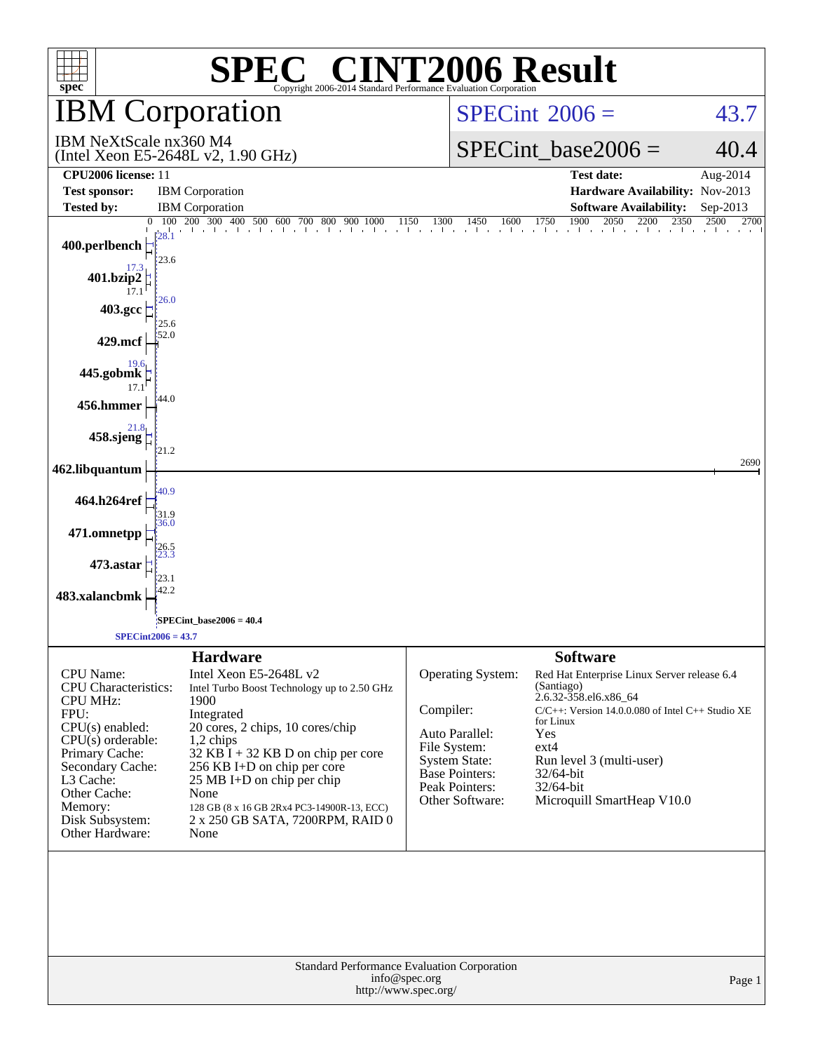# SPEC® CINT2006 Result

Copyright 2006-2014 Standard Performance Evaluation Corporation

## IBM Corporation

IBM NeXtScale nx360 M4
(Intel Xeon E5-2648L v2, 1.90 GHz)

SPECint 2006 = 43.7

SPECint_base2006 = 40.4

| | | | |
|---|---|---|---|
| **CPU2006 license:** 11 | | **Test date:** | Aug-2014 |
| **Test sponsor:** | IBM Corporation | **Hardware Availability:** | Nov-2013 |
| **Tested by:** | IBM Corporation | **Software Availability:** | Sep-2013 |

| Benchmark | Peak | Base |
|---|---|---|
| 400.perlbench | 28.1 | 23.6 |
| 401.bzip2 | 17.3 | 17.1 |
| 403.gcc | 26.0 | 25.6 |
| 429.mcf | 52.0 | |
| 445.gobmk | 19.6 | 17.1 |
| 456.hmmer | 44.0 | |
| 458.sjeng | 21.8 | 21.2 |
| 462.libquantum | 2690 | |
| 464.h264ref | 40.9 | 31.9 |
| 471.omnetpp | 36.0 | 26.5 |
| 473.astar | 23.3 | 23.1 |
| 483.xalancbmk | 42.2 | |

SPECint_base2006 = 40.4

SPECint2006 = 43.7

## Hardware

| | |
|---|---|
| CPU Name: | Intel Xeon E5-2648L v2 |
| CPU Characteristics: | Intel Turbo Boost Technology up to 2.50 GHz |
| CPU MHz: | 1900 |
| FPU: | Integrated |
| CPU(s) enabled: | 20 cores, 2 chips, 10 cores/chip |
| CPU(s) orderable: | 1,2 chips |
| Primary Cache: | 32 KB I + 32 KB D on chip per core |
| Secondary Cache: | 256 KB I+D on chip per core |
| L3 Cache: | 25 MB I+D on chip per chip |
| Other Cache: | None |
| Memory: | 128 GB (8 x 16 GB 2Rx4 PC3-14900R-13, ECC) |
| Disk Subsystem: | 2 x 250 GB SATA, 7200RPM, RAID 0 |
| Other Hardware: | None |

## Software

| | |
|---|---|
| Operating System: | Red Hat Enterprise Linux Server release 6.4 (Santiago) 2.6.32-358.el6.x86_64 |
| Compiler: | C/C++: Version 14.0.0.080 of Intel C++ Studio XE for Linux |
| Auto Parallel: | Yes |
| File System: | ext4 |
| System State: | Run level 3 (multi-user) |
| Base Pointers: | 32/64-bit |
| Peak Pointers: | 32/64-bit |
| Other Software: | Microquill SmartHeap V10.0 |

Standard Performance Evaluation Corporation
info@spec.org
http://www.spec.org/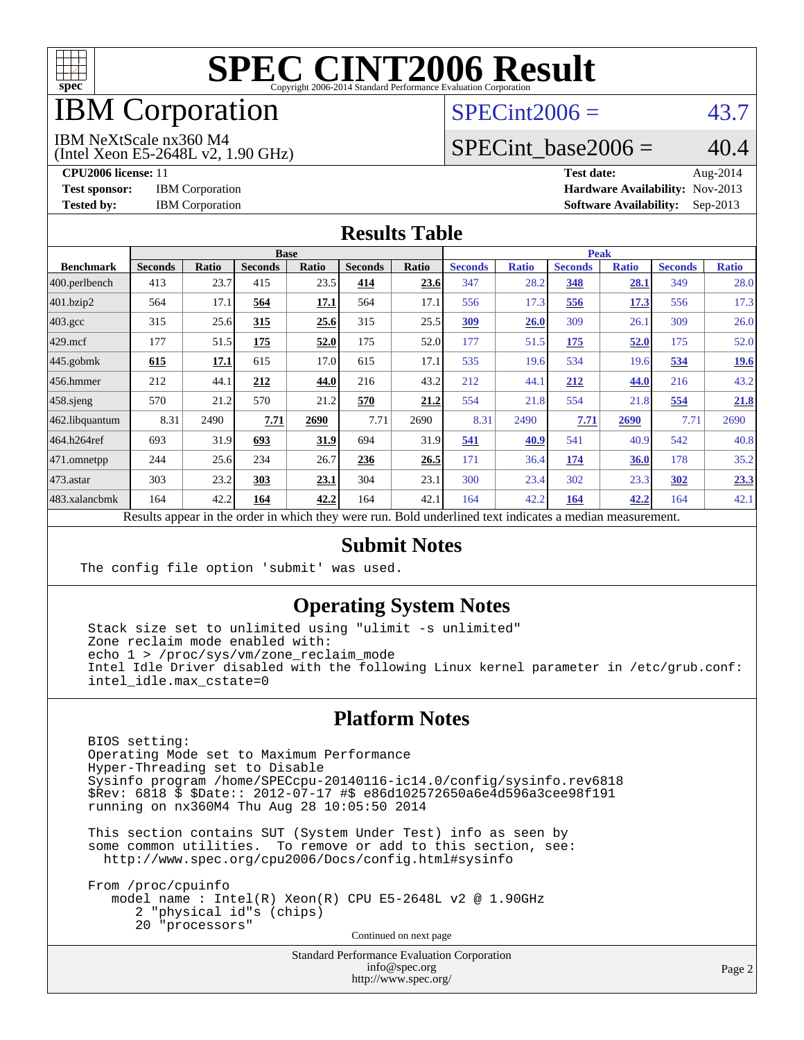# SPEC CINT2006 Result

Copyright 2006-2014 Standard Performance Evaluation Corporation

# IBM Corporation

IBM NeXtScale nx360 M4
(Intel Xeon E5-2648L v2, 1.90 GHz)

SPECint2006 = 43.7

SPECint_base2006 = 40.4

**CPU2006 license:** 11
**Test sponsor:** IBM Corporation
**Tested by:** IBM Corporation

**Test date:** Aug-2014
**Hardware Availability:** Nov-2013
**Software Availability:** Sep-2013

## Results Table

| Benchmark | Base | | | | | | Peak | | | | | |
|---|---|---|---|---|---|---|---|---|---|---|---|---|
| | Seconds | Ratio | Seconds | Ratio | Seconds | Ratio | Seconds | Ratio | Seconds | Ratio | Seconds | Ratio |
| 400.perlbench | 413 | 23.7 | 415 | 23.5 | **414** | **23.6** | 347 | 28.2 | **348** | **28.1** | 349 | 28.0 |
| 401.bzip2 | 564 | 17.1 | **564** | **17.1** | 564 | 17.1 | 556 | 17.3 | **556** | **17.3** | 556 | 17.3 |
| 403.gcc | 315 | 25.6 | **315** | **25.6** | 315 | 25.5 | **309** | **26.0** | 309 | 26.1 | 309 | 26.0 |
| 429.mcf | 177 | 51.5 | **175** | **52.0** | 175 | 52.0 | 177 | 51.5 | **175** | **52.0** | 175 | 52.0 |
| 445.gobmk | **615** | **17.1** | 615 | 17.0 | 615 | 17.1 | 535 | 19.6 | 534 | 19.6 | **534** | **19.6** |
| 456.hmmer | 212 | 44.1 | **212** | **44.0** | 216 | 43.2 | 212 | 44.1 | **212** | **44.0** | 216 | 43.2 |
| 458.sjeng | 570 | 21.2 | 570 | 21.2 | **570** | **21.2** | 554 | 21.8 | 554 | 21.8 | **554** | **21.8** |
| 462.libquantum | 8.31 | 2490 | **7.71** | **2690** | 7.71 | 2690 | 8.31 | 2490 | **7.71** | **2690** | 7.71 | 2690 |
| 464.h264ref | 693 | 31.9 | **693** | **31.9** | 694 | 31.9 | **541** | **40.9** | 541 | 40.9 | 542 | 40.8 |
| 471.omnetpp | 244 | 25.6 | 234 | 26.7 | **236** | **26.5** | 171 | 36.4 | **174** | **36.0** | 178 | 35.2 |
| 473.astar | 303 | 23.2 | **303** | **23.1** | 304 | 23.1 | 300 | 23.4 | 302 | 23.3 | **302** | **23.3** |
| 483.xalancbmk | 164 | 42.2 | **164** | **42.2** | 164 | 42.1 | 164 | 42.2 | **164** | **42.2** | 164 | 42.1 |

Results appear in the order in which they were run. Bold underlined text indicates a median measurement.

## Submit Notes

```
The config file option 'submit' was used.
```

## Operating System Notes

```
Stack size set to unlimited using "ulimit -s unlimited"
Zone reclaim mode enabled with:
echo 1 > /proc/sys/vm/zone_reclaim_mode
Intel Idle Driver disabled with the following Linux kernel parameter in /etc/grub.conf:
intel_idle.max_cstate=0
```

## Platform Notes

```
BIOS setting:
Operating Mode set to Maximum Performance
Hyper-Threading set to Disable
Sysinfo program /home/SPECcpu-20140116-ic14.0/config/sysinfo.rev6818
$Rev: 6818 $ $Date:: 2012-07-17 #$ e86d102572650a6e4d596a3cee98f191
running on nx360M4 Thu Aug 28 10:05:50 2014

This section contains SUT (System Under Test) info as seen by
some common utilities.  To remove or add to this section, see:
  http://www.spec.org/cpu2006/Docs/config.html#sysinfo

From /proc/cpuinfo
   model name : Intel(R) Xeon(R) CPU E5-2648L v2 @ 1.90GHz
      2 "physical id"s (chips)
      20 "processors"
```

Continued on next page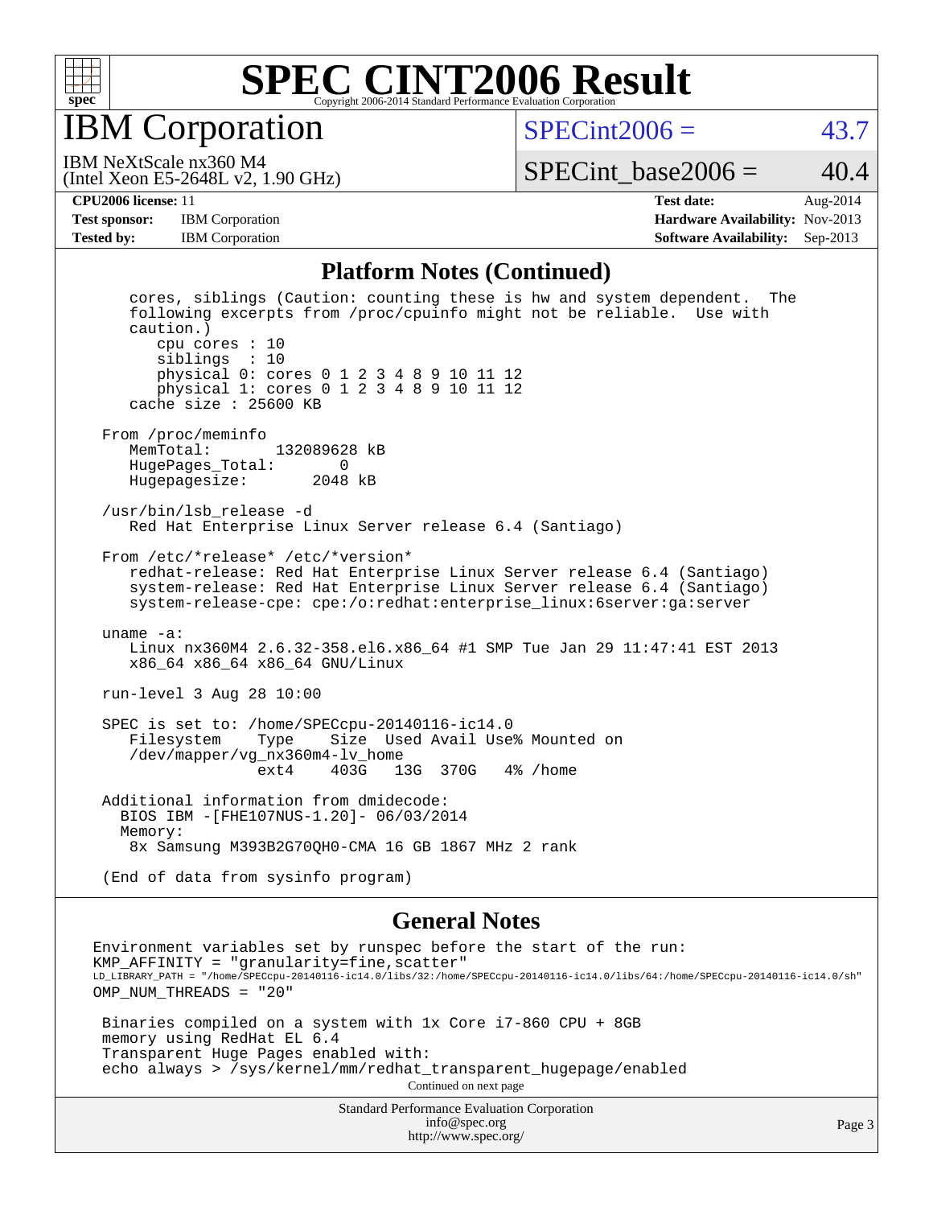# SPEC CINT2006 Result

Copyright 2006-2014 Standard Performance Evaluation Corporation

## IBM Corporation

IBM NeXtScale nx360 M4
(Intel Xeon E5-2648L v2, 1.90 GHz)

SPECint2006 = 43.7

SPECint_base2006 = 40.4

| | | | |
|---|---|---|---|
| **CPU2006 license:** 11 | | **Test date:** | Aug-2014 |
| **Test sponsor:** | IBM Corporation | **Hardware Availability:** | Nov-2013 |
| **Tested by:** | IBM Corporation | **Software Availability:** | Sep-2013 |

### Platform Notes (Continued)

```
      cores, siblings (Caution: counting these is hw and system dependent.  The
      following excerpts from /proc/cpuinfo might not be reliable.  Use with
      caution.)
         cpu cores : 10
         siblings  : 10
         physical 0: cores 0 1 2 3 4 8 9 10 11 12
         physical 1: cores 0 1 2 3 4 8 9 10 11 12
      cache size : 25600 KB

   From /proc/meminfo
      MemTotal:       132089628 kB
      HugePages_Total:       0
      Hugepagesize:       2048 kB

   /usr/bin/lsb_release -d
      Red Hat Enterprise Linux Server release 6.4 (Santiago)

   From /etc/*release* /etc/*version*
      redhat-release: Red Hat Enterprise Linux Server release 6.4 (Santiago)
      system-release: Red Hat Enterprise Linux Server release 6.4 (Santiago)
      system-release-cpe: cpe:/o:redhat:enterprise_linux:6server:ga:server

   uname -a:
      Linux nx360M4 2.6.32-358.el6.x86_64 #1 SMP Tue Jan 29 11:47:41 EST 2013
      x86_64 x86_64 x86_64 GNU/Linux

   run-level 3 Aug 28 10:00

   SPEC is set to: /home/SPECcpu-20140116-ic14.0
      Filesystem     Type    Size  Used Avail Use% Mounted on
      /dev/mapper/vg_nx360m4-lv_home
                     ext4    403G   13G  370G   4% /home

   Additional information from dmidecode:
     BIOS IBM -[FHE107NUS-1.20]- 06/03/2014
     Memory:
      8x Samsung M393B2G70QH0-CMA 16 GB 1867 MHz 2 rank

   (End of data from sysinfo program)
```

### General Notes

```
Environment variables set by runspec before the start of the run:
KMP_AFFINITY = "granularity=fine,scatter"
LD_LIBRARY_PATH = "/home/SPECcpu-20140116-ic14.0/libs/32:/home/SPECcpu-20140116-ic14.0/libs/64:/home/SPECcpu-20140116-ic14.0/sh"
OMP_NUM_THREADS = "20"

 Binaries compiled on a system with 1x Core i7-860 CPU + 8GB
 memory using RedHat EL 6.4
 Transparent Huge Pages enabled with:
 echo always > /sys/kernel/mm/redhat_transparent_hugepage/enabled
```

Continued on next page

Standard Performance Evaluation Corporation
info@spec.org
http://www.spec.org/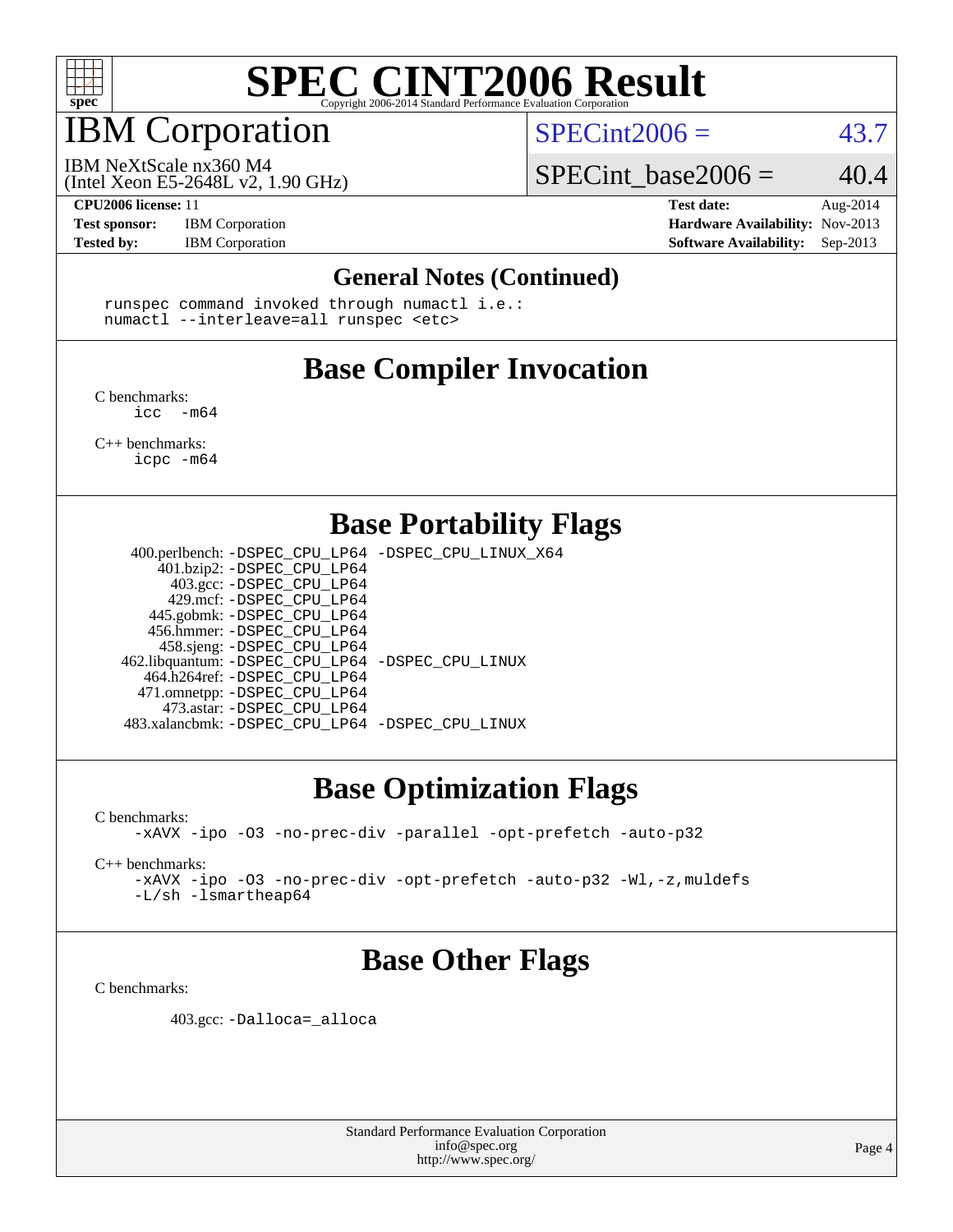# SPEC CINT2006 Result

Copyright 2006-2014 Standard Performance Evaluation Corporation

# IBM Corporation

IBM NeXtScale nx360 M4
(Intel Xeon E5-2648L v2, 1.90 GHz)

SPECint2006 = 43.7

SPECint_base2006 = 40.4

| | | | |
|---|---|---|---|
| **CPU2006 license:** 11 | | **Test date:** | Aug-2014 |
| **Test sponsor:** | IBM Corporation | **Hardware Availability:** | Nov-2013 |
| **Tested by:** | IBM Corporation | **Software Availability:** | Sep-2013 |

## General Notes (Continued)

```
runspec command invoked through numactl i.e.:
numactl --interleave=all runspec <etc>
```

## Base Compiler Invocation

C benchmarks:
```
icc  -m64
```

C++ benchmarks:
```
icpc -m64
```

## Base Portability Flags

| | |
|---|---|
| 400.perlbench: | -DSPEC_CPU_LP64 -DSPEC_CPU_LINUX_X64 |
| 401.bzip2: | -DSPEC_CPU_LP64 |
| 403.gcc: | -DSPEC_CPU_LP64 |
| 429.mcf: | -DSPEC_CPU_LP64 |
| 445.gobmk: | -DSPEC_CPU_LP64 |
| 456.hmmer: | -DSPEC_CPU_LP64 |
| 458.sjeng: | -DSPEC_CPU_LP64 |
| 462.libquantum: | -DSPEC_CPU_LP64 -DSPEC_CPU_LINUX |
| 464.h264ref: | -DSPEC_CPU_LP64 |
| 471.omnetpp: | -DSPEC_CPU_LP64 |
| 473.astar: | -DSPEC_CPU_LP64 |
| 483.xalancbmk: | -DSPEC_CPU_LP64 -DSPEC_CPU_LINUX |

## Base Optimization Flags

C benchmarks:
```
-xAVX -ipo -O3 -no-prec-div -parallel -opt-prefetch -auto-p32
```

C++ benchmarks:
```
-xAVX -ipo -O3 -no-prec-div -opt-prefetch -auto-p32 -Wl,-z,muldefs
-L/sh -lsmartheap64
```

## Base Other Flags

C benchmarks:

403.gcc: `-Dalloca=_alloca`

Standard Performance Evaluation Corporation
info@spec.org
http://www.spec.org/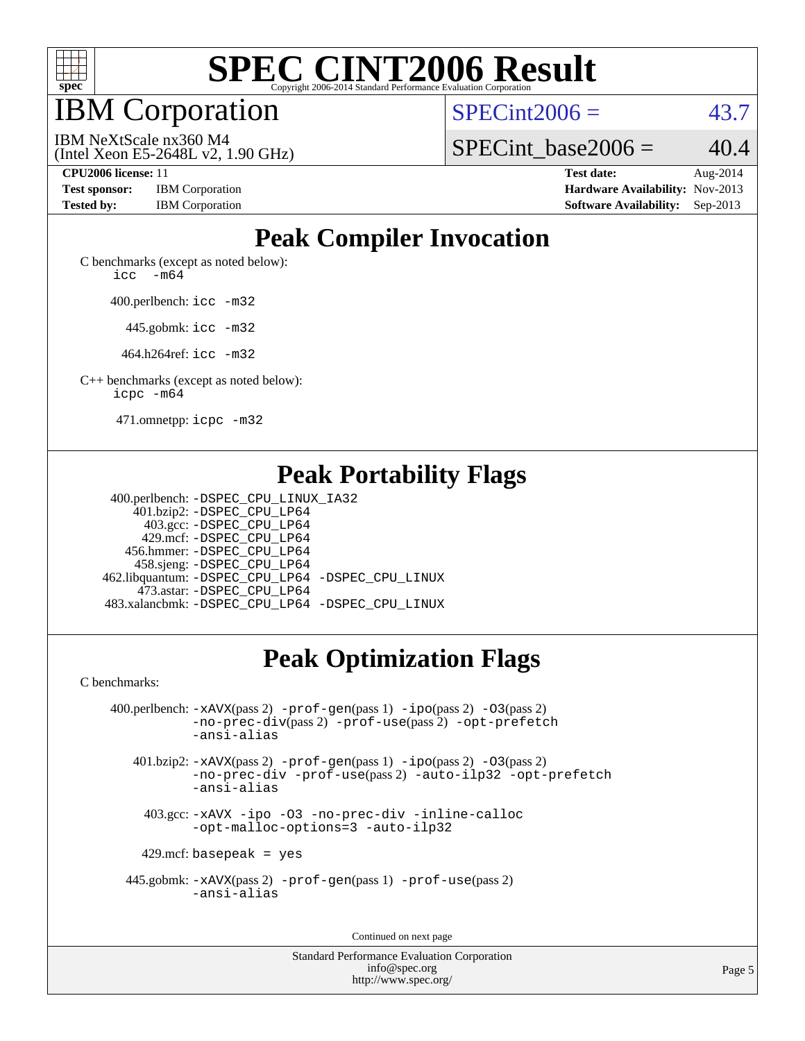# SPEC CINT2006 Result

Copyright 2006-2014 Standard Performance Evaluation Corporation

# IBM Corporation

IBM NeXtScale nx360 M4
(Intel Xeon E5-2648L v2, 1.90 GHz)

SPECint2006 = 43.7

SPECint_base2006 = 40.4

**CPU2006 license:** 11
**Test sponsor:** IBM Corporation
**Tested by:** IBM Corporation

**Test date:** Aug-2014
**Hardware Availability:** Nov-2013
**Software Availability:** Sep-2013

## Peak Compiler Invocation

C benchmarks (except as noted below):
icc -m64

400.perlbench: icc -m32

445.gobmk: icc -m32

464.h264ref: icc -m32

C++ benchmarks (except as noted below):
icpc -m64

471.omnetpp: icpc -m32

## Peak Portability Flags

400.perlbench: -DSPEC_CPU_LINUX_IA32
401.bzip2: -DSPEC_CPU_LP64
403.gcc: -DSPEC_CPU_LP64
429.mcf: -DSPEC_CPU_LP64
456.hmmer: -DSPEC_CPU_LP64
458.sjeng: -DSPEC_CPU_LP64
462.libquantum: -DSPEC_CPU_LP64 -DSPEC_CPU_LINUX
473.astar: -DSPEC_CPU_LP64
483.xalancbmk: -DSPEC_CPU_LP64 -DSPEC_CPU_LINUX

## Peak Optimization Flags

C benchmarks:

400.perlbench: -xAVX(pass 2) -prof-gen(pass 1) -ipo(pass 2) -O3(pass 2) -no-prec-div(pass 2) -prof-use(pass 2) -opt-prefetch -ansi-alias

401.bzip2: -xAVX(pass 2) -prof-gen(pass 1) -ipo(pass 2) -O3(pass 2) -no-prec-div -prof-use(pass 2) -auto-ilp32 -opt-prefetch -ansi-alias

403.gcc: -xAVX -ipo -O3 -no-prec-div -inline-calloc -opt-malloc-options=3 -auto-ilp32

429.mcf: basepeak = yes

445.gobmk: -xAVX(pass 2) -prof-gen(pass 1) -prof-use(pass 2) -ansi-alias

Continued on next page

Standard Performance Evaluation Corporation
info@spec.org
http://www.spec.org/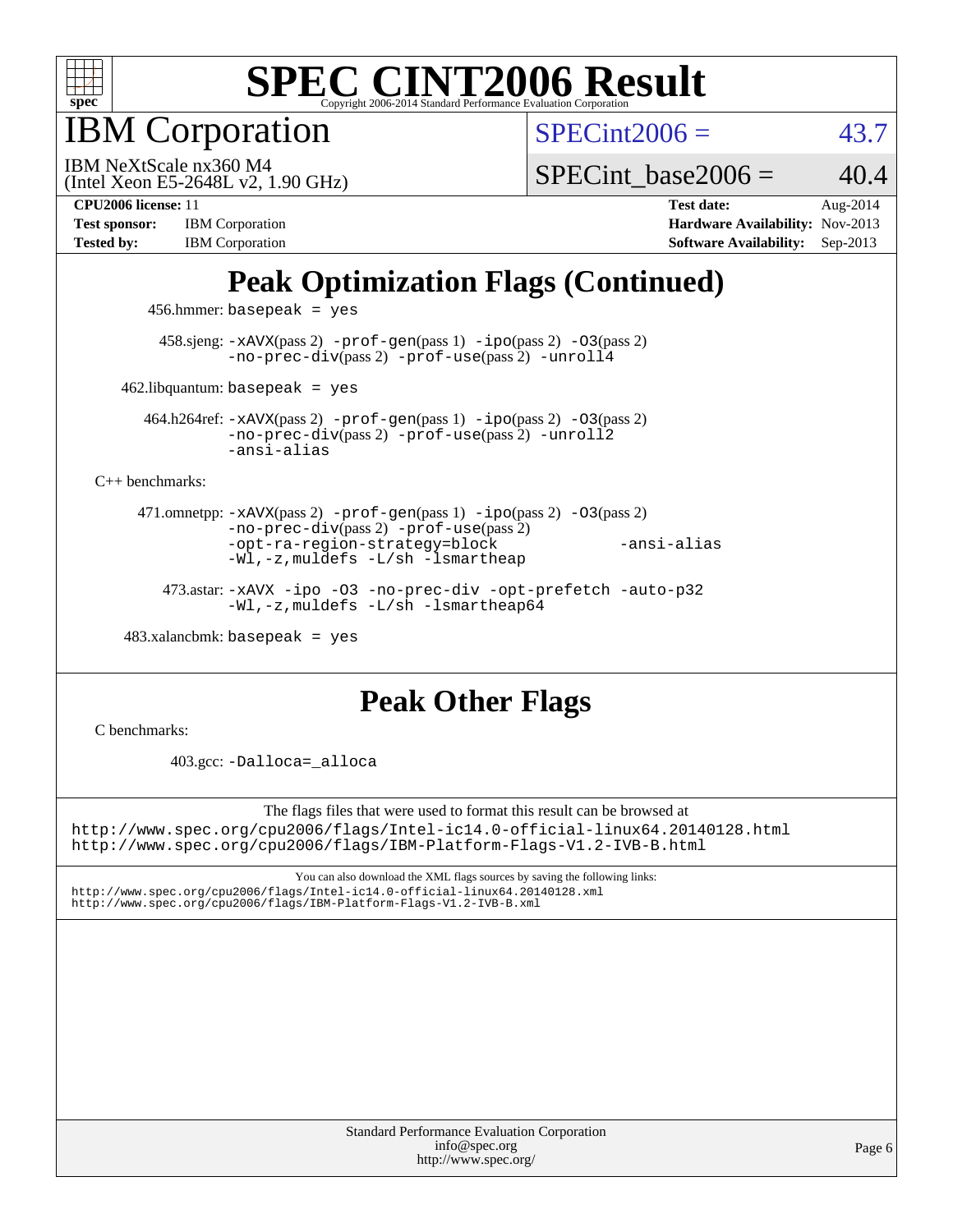# Peak Optimization Flags (Continued)

456.hmmer: basepeak = yes

458.sjeng: -xAVX(pass 2) -prof-gen(pass 1) -ipo(pass 2) -O3(pass 2) -no-prec-div(pass 2) -prof-use(pass 2) -unroll4

462.libquantum: basepeak = yes

464.h264ref: -xAVX(pass 2) -prof-gen(pass 1) -ipo(pass 2) -O3(pass 2) -no-prec-div(pass 2) -prof-use(pass 2) -unroll2 -ansi-alias

C++ benchmarks:

471.omnetpp: -xAVX(pass 2) -prof-gen(pass 1) -ipo(pass 2) -O3(pass 2) -no-prec-div(pass 2) -prof-use(pass 2) -opt-ra-region-strategy=block -ansi-alias -Wl,-z,muldefs -L/sh -lsmartheap

473.astar: -xAVX -ipo -O3 -no-prec-div -opt-prefetch -auto-p32 -Wl,-z,muldefs -L/sh -lsmartheap64

483.xalancbmk: basepeak = yes

# Peak Other Flags

C benchmarks:

403.gcc: -Dalloca=_alloca

The flags files that were used to format this result can be browsed at
http://www.spec.org/cpu2006/flags/Intel-ic14.0-official-linux64.20140128.html
http://www.spec.org/cpu2006/flags/IBM-Platform-Flags-V1.2-IVB-B.html

You can also download the XML flags sources by saving the following links:
http://www.spec.org/cpu2006/flags/Intel-ic14.0-official-linux64.20140128.xml
http://www.spec.org/cpu2006/flags/IBM-Platform-Flags-V1.2-IVB-B.xml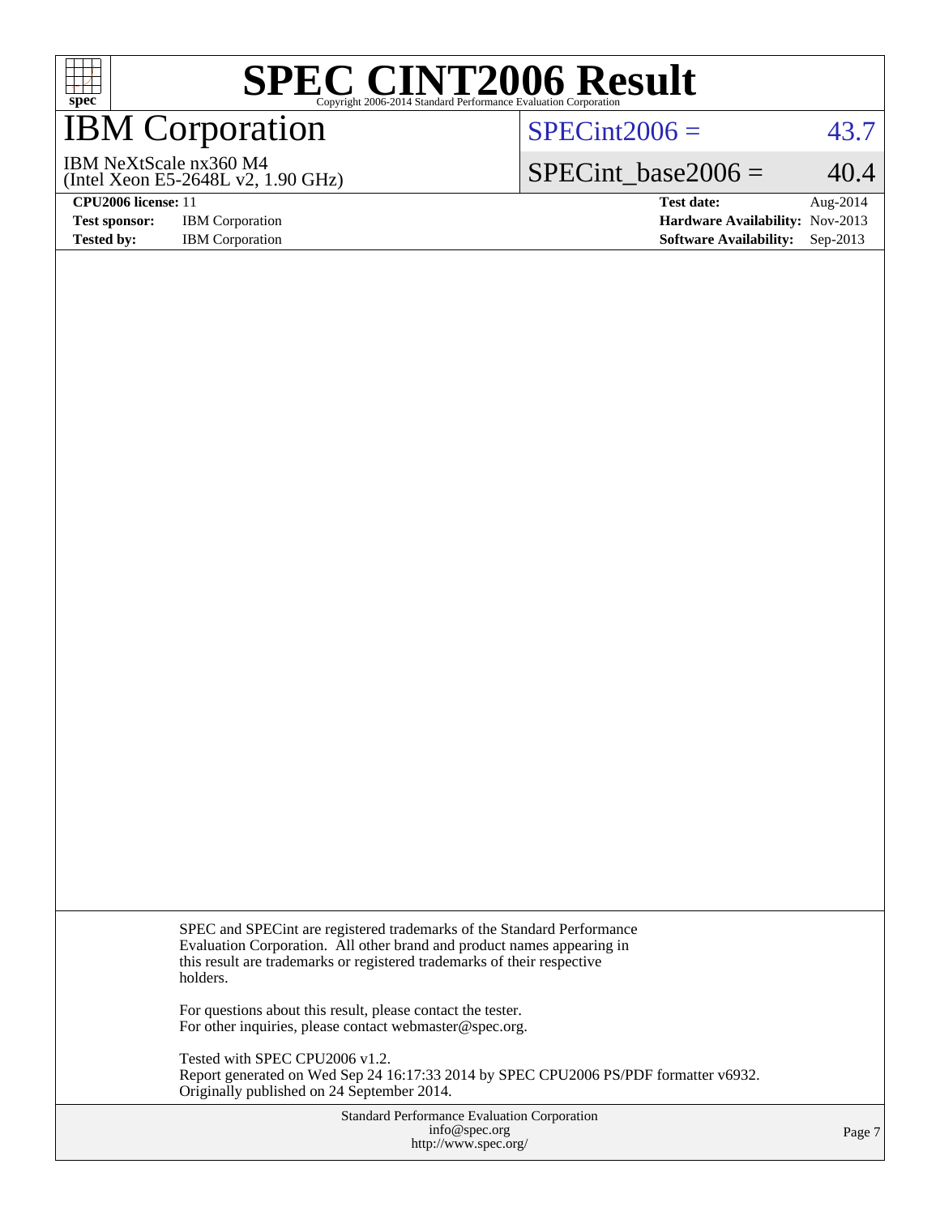# IBM Corporation

IBM NeXtScale nx360 M4
(Intel Xeon E5-2648L v2, 1.90 GHz)

SPECint2006 = 43.7

SPECint_base2006 = 40.4

**CPU2006 license:** 11
**Test sponsor:** IBM Corporation
**Tested by:** IBM Corporation

**Test date:** Aug-2014
**Hardware Availability:** Nov-2013
**Software Availability:** Sep-2013

SPEC and SPECint are registered trademarks of the Standard Performance Evaluation Corporation. All other brand and product names appearing in this result are trademarks or registered trademarks of their respective holders.

For questions about this result, please contact the tester.
For other inquiries, please contact webmaster@spec.org.

Tested with SPEC CPU2006 v1.2.
Report generated on Wed Sep 24 16:17:33 2014 by SPEC CPU2006 PS/PDF formatter v6932.
Originally published on 24 September 2014.